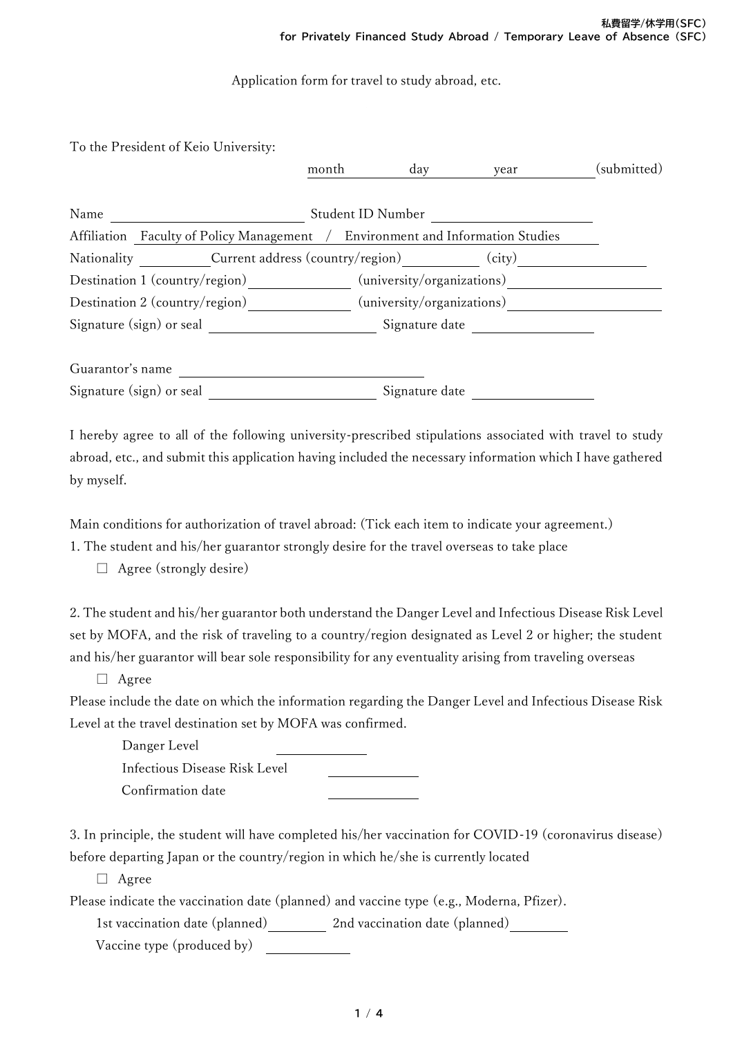私費留学/休学用(SFC)
for Privately Financed Study Abroad / Temporary Leave of Absence (SFC)

Application form for travel to study abroad, etc.

To the President of Keio University:

month ______ day ______ year ______ (submitted)

Name ____________________ Student ID Number ____________________

Affiliation Faculty of Policy Management / Environment and Information Studies

Nationality __________ Current address (country/region) __________ (city) __________

Destination 1 (country/region) __________ (university/organizations) __________

Destination 2 (country/region) __________ (university/organizations) __________

Signature (sign) or seal ____________________ Signature date ______________

Guarantor's name ____________________

Signature (sign) or seal ____________________ Signature date ______________

I hereby agree to all of the following university-prescribed stipulations associated with travel to study abroad, etc., and submit this application having included the necessary information which I have gathered by myself.

Main conditions for authorization of travel abroad: (Tick each item to indicate your agreement.)

1. The student and his/her guarantor strongly desire for the travel overseas to take place

   ☐ Agree (strongly desire)

2. The student and his/her guarantor both understand the Danger Level and Infectious Disease Risk Level set by MOFA, and the risk of traveling to a country/region designated as Level 2 or higher; the student and his/her guarantor will bear sole responsibility for any eventuality arising from traveling overseas

   ☐ Agree

Please include the date on which the information regarding the Danger Level and Infectious Disease Risk Level at the travel destination set by MOFA was confirmed.

   Danger Level ______________

   Infectious Disease Risk Level ______________

   Confirmation date ______________

3. In principle, the student will have completed his/her vaccination for COVID-19 (coronavirus disease) before departing Japan or the country/region in which he/she is currently located

   ☐ Agree

Please indicate the vaccination date (planned) and vaccine type (e.g., Moderna, Pfizer).

   1st vaccination date (planned) __________ 2nd vaccination date (planned) __________

   Vaccine type (produced by) ______________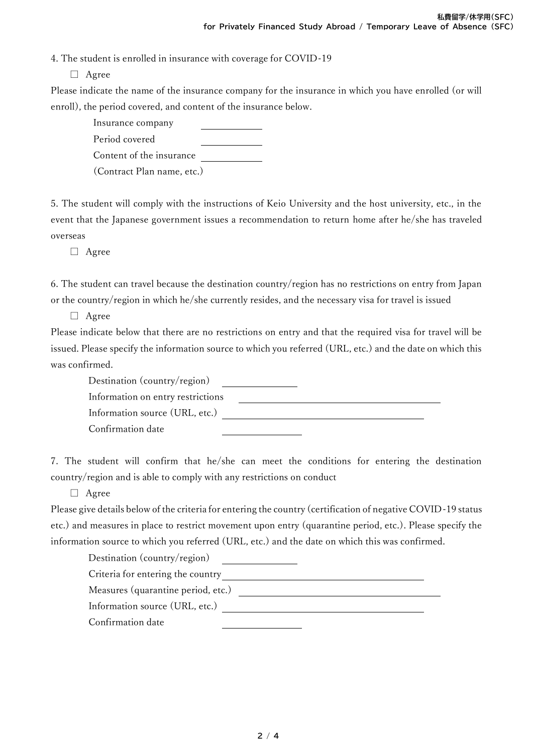4. The student is enrolled in insurance with coverage for COVID-19

☐ Agree

Please indicate the name of the insurance company for the insurance in which you have enrolled (or will enroll), the period covered, and content of the insurance below.

Insurance company ____________

Period covered ____________

Content of the insurance ____________

(Contract Plan name, etc.)

5. The student will comply with the instructions of Keio University and the host university, etc., in the event that the Japanese government issues a recommendation to return home after he/she has traveled overseas

☐ Agree

6. The student can travel because the destination country/region has no restrictions on entry from Japan or the country/region in which he/she currently resides, and the necessary visa for travel is issued

☐ Agree

Please indicate below that there are no restrictions on entry and that the required visa for travel will be issued. Please specify the information source to which you referred (URL, etc.) and the date on which this was confirmed.

Destination (country/region) ______________

Information on entry restrictions ________________________________________

Information source (URL, etc.) ________________________________________

Confirmation date ______________

7. The student will confirm that he/she can meet the conditions for entering the destination country/region and is able to comply with any restrictions on conduct

☐ Agree

Please give details below of the criteria for entering the country (certification of negative COVID-19 status etc.) and measures in place to restrict movement upon entry (quarantine period, etc.). Please specify the information source to which you referred (URL, etc.) and the date on which this was confirmed.

Destination (country/region) ______________

Criteria for entering the country ________________________________________

Measures (quarantine period, etc.) ________________________________________

Information source (URL, etc.) ________________________________________

Confirmation date ______________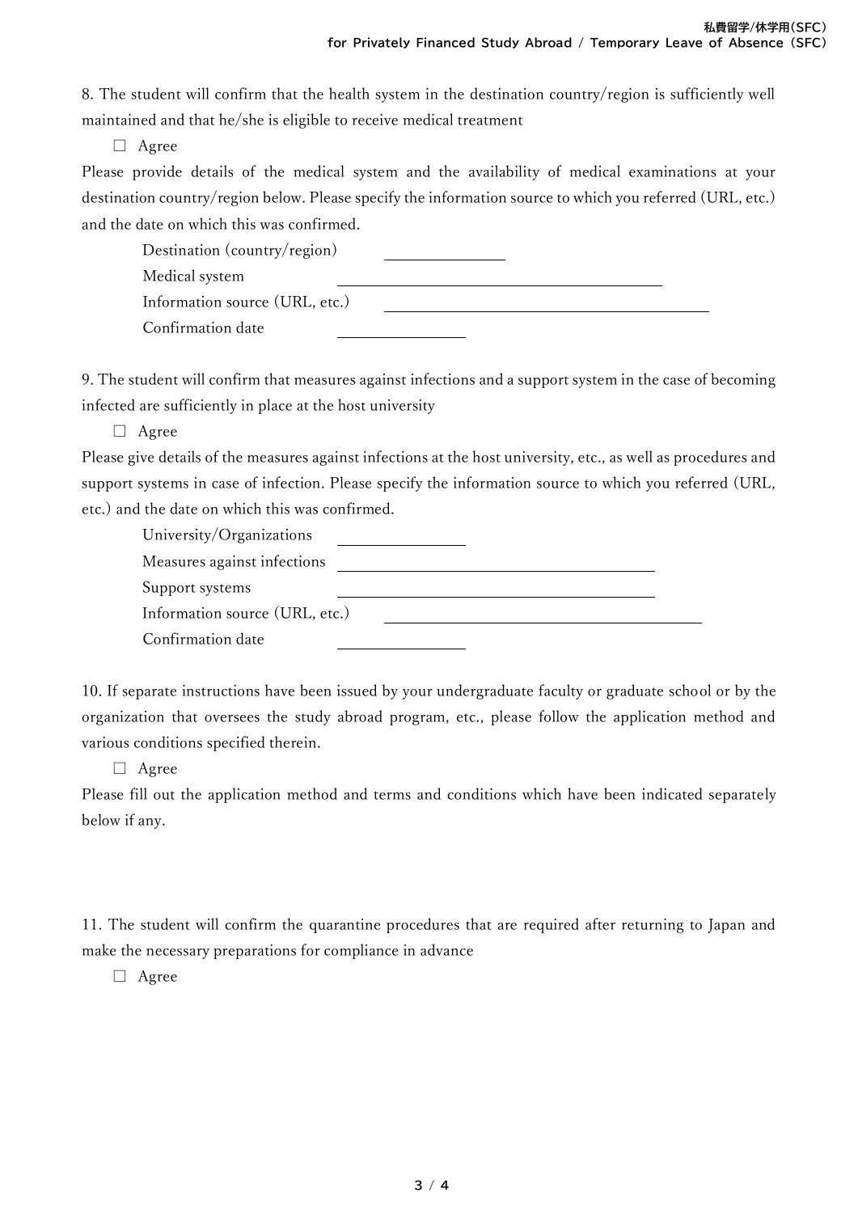8. The student will confirm that the health system in the destination country/region is sufficiently well maintained and that he/she is eligible to receive medical treatment

☐ Agree

Please provide details of the medical system and the availability of medical examinations at your destination country/region below. Please specify the information source to which you referred (URL, etc.) and the date on which this was confirmed.

Destination (country/region) ______________

Medical system ______________________________________

Information source (URL, etc.) ______________________________________

Confirmation date ______________

9. The student will confirm that measures against infections and a support system in the case of becoming infected are sufficiently in place at the host university

☐ Agree

Please give details of the measures against infections at the host university, etc., as well as procedures and support systems in case of infection. Please specify the information source to which you referred (URL, etc.) and the date on which this was confirmed.

University/Organizations ______________

Measures against infections ______________________________________

Support systems ______________________________________

Information source (URL, etc.) ______________________________________

Confirmation date ______________

10. If separate instructions have been issued by your undergraduate faculty or graduate school or by the organization that oversees the study abroad program, etc., please follow the application method and various conditions specified therein.

☐ Agree

Please fill out the application method and terms and conditions which have been indicated separately below if any.

11. The student will confirm the quarantine procedures that are required after returning to Japan and make the necessary preparations for compliance in advance

☐ Agree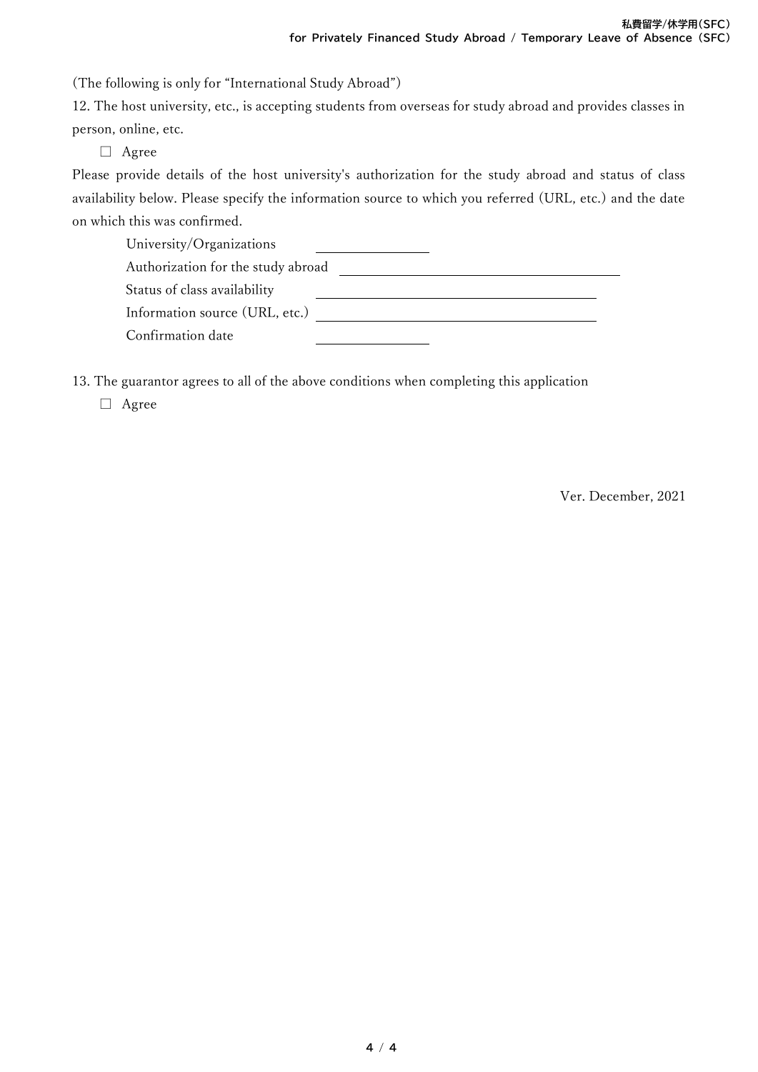(The following is only for "International Study Abroad")

12. The host university, etc., is accepting students from overseas for study abroad and provides classes in person, online, etc.

☐ Agree

Please provide details of the host university's authorization for the study abroad and status of class availability below. Please specify the information source to which you referred (URL, etc.) and the date on which this was confirmed.

University/Organizations ________________

Authorization for the study abroad ________________________________________

Status of class availability ________________________________________

Information source (URL, etc.) ________________________________________

Confirmation date ________________

13. The guarantor agrees to all of the above conditions when completing this application

☐ Agree

Ver. December, 2021